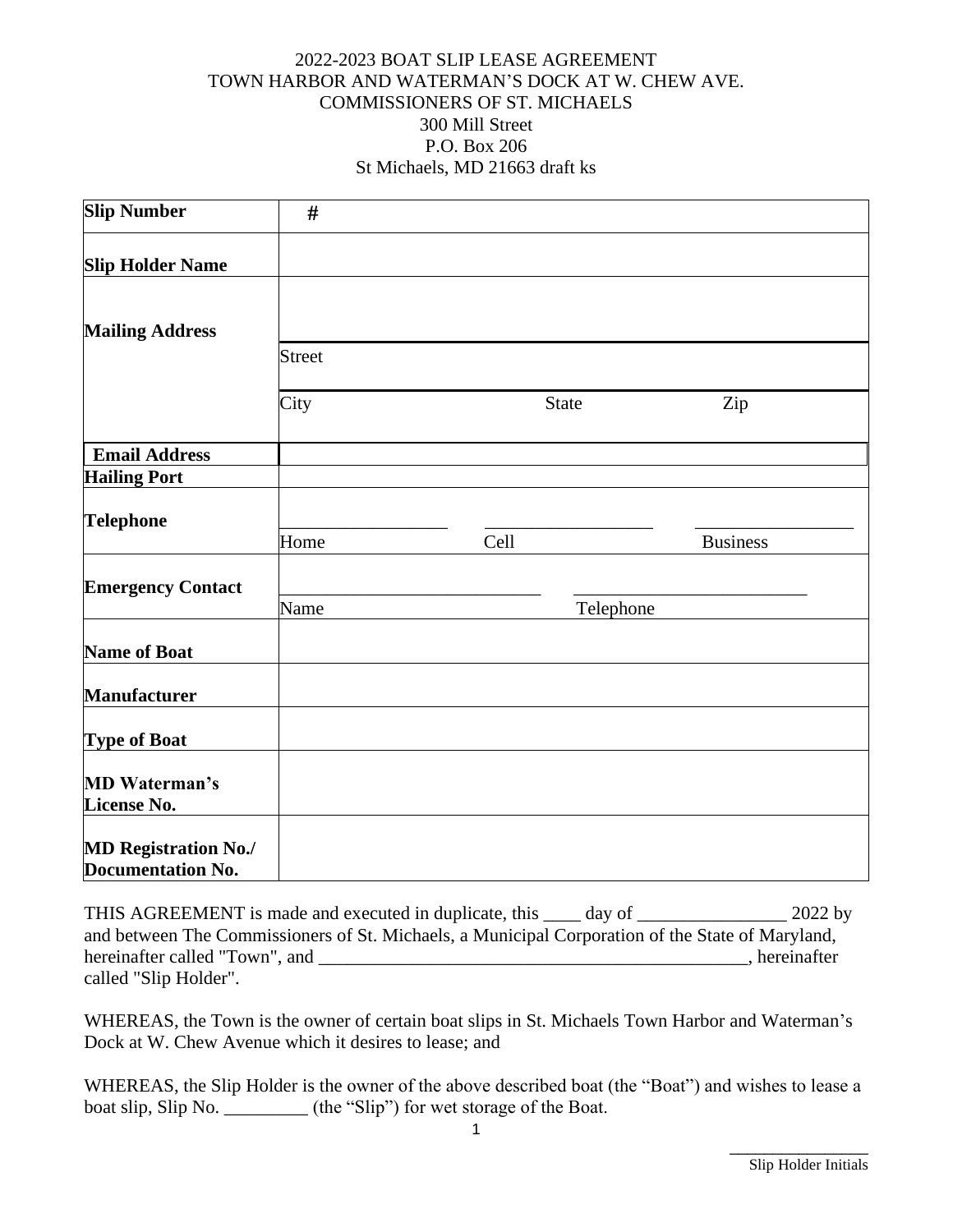# 2022-2023 BOAT SLIP LEASE AGREEMENT
## TOWN HARBOR AND WATERMAN'S DOCK AT W. CHEW AVE.
## COMMISSIONERS OF ST. MICHAELS

300 Mill Street
P.O. Box 206
St Michaels, MD 21663 draft ks

| | | | |
|---|---|---|---|
| **Slip Number** | # | | |
| **Slip Holder Name** | | | |
| **Mailing Address** | | | |
| | Street | | |
| | City | State | Zip |
| **Email Address** | | | |
| **Hailing Port** | | | |
| **Telephone** | ____________ Home | ____________ Cell | ____________ Business |
| **Emergency Contact** | ____________________ Name | ____________________ Telephone | |
| **Name of Boat** | | | |
| **Manufacturer** | | | |
| **Type of Boat** | | | |
| **MD Waterman's License No.** | | | |
| **MD Registration No./ Documentation No.** | | | |

THIS AGREEMENT is made and executed in duplicate, this ____ day of ________________ 2022 by and between The Commissioners of St. Michaels, a Municipal Corporation of the State of Maryland, hereinafter called "Town", and _______________________________________________, hereinafter called "Slip Holder".

WHEREAS, the Town is the owner of certain boat slips in St. Michaels Town Harbor and Waterman's Dock at W. Chew Avenue which it desires to lease; and

WHEREAS, the Slip Holder is the owner of the above described boat (the "Boat") and wishes to lease a boat slip, Slip No. _________ (the "Slip") for wet storage of the Boat.

_______________
Slip Holder Initials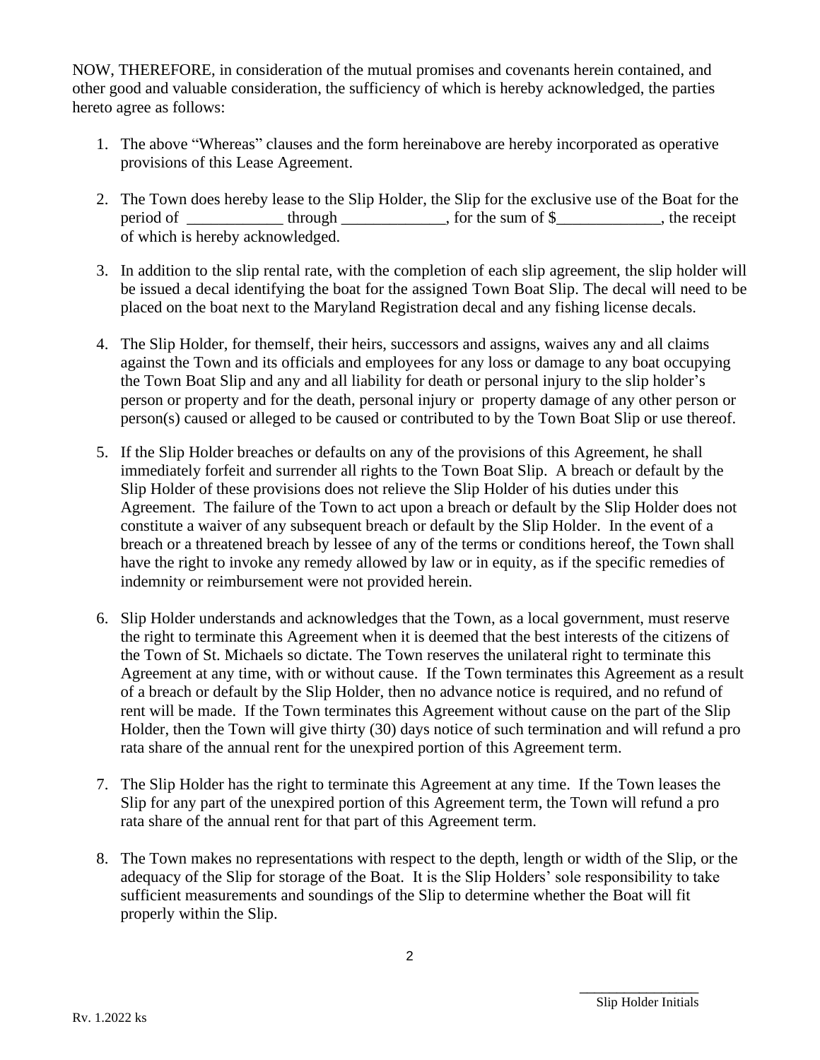NOW, THEREFORE, in consideration of the mutual promises and covenants herein contained, and other good and valuable consideration, the sufficiency of which is hereby acknowledged, the parties hereto agree as follows:

1. The above "Whereas" clauses and the form hereinabove are hereby incorporated as operative provisions of this Lease Agreement.

2. The Town does hereby lease to the Slip Holder, the Slip for the exclusive use of the Boat for the period of ____________ through _____________, for the sum of $_____________, the receipt of which is hereby acknowledged.

3. In addition to the slip rental rate, with the completion of each slip agreement, the slip holder will be issued a decal identifying the boat for the assigned Town Boat Slip. The decal will need to be placed on the boat next to the Maryland Registration decal and any fishing license decals.

4. The Slip Holder, for themself, their heirs, successors and assigns, waives any and all claims against the Town and its officials and employees for any loss or damage to any boat occupying the Town Boat Slip and any and all liability for death or personal injury to the slip holder's person or property and for the death, personal injury or property damage of any other person or person(s) caused or alleged to be caused or contributed to by the Town Boat Slip or use thereof.

5. If the Slip Holder breaches or defaults on any of the provisions of this Agreement, he shall immediately forfeit and surrender all rights to the Town Boat Slip. A breach or default by the Slip Holder of these provisions does not relieve the Slip Holder of his duties under this Agreement. The failure of the Town to act upon a breach or default by the Slip Holder does not constitute a waiver of any subsequent breach or default by the Slip Holder. In the event of a breach or a threatened breach by lessee of any of the terms or conditions hereof, the Town shall have the right to invoke any remedy allowed by law or in equity, as if the specific remedies of indemnity or reimbursement were not provided herein.

6. Slip Holder understands and acknowledges that the Town, as a local government, must reserve the right to terminate this Agreement when it is deemed that the best interests of the citizens of the Town of St. Michaels so dictate. The Town reserves the unilateral right to terminate this Agreement at any time, with or without cause. If the Town terminates this Agreement as a result of a breach or default by the Slip Holder, then no advance notice is required, and no refund of rent will be made. If the Town terminates this Agreement without cause on the part of the Slip Holder, then the Town will give thirty (30) days notice of such termination and will refund a pro rata share of the annual rent for the unexpired portion of this Agreement term.

7. The Slip Holder has the right to terminate this Agreement at any time. If the Town leases the Slip for any part of the unexpired portion of this Agreement term, the Town will refund a pro rata share of the annual rent for that part of this Agreement term.

8. The Town makes no representations with respect to the depth, length or width of the Slip, or the adequacy of the Slip for storage of the Boat. It is the Slip Holders' sole responsibility to take sufficient measurements and soundings of the Slip to determine whether the Boat will fit properly within the Slip.

_______________
Slip Holder Initials

Rv. 1.2022 ks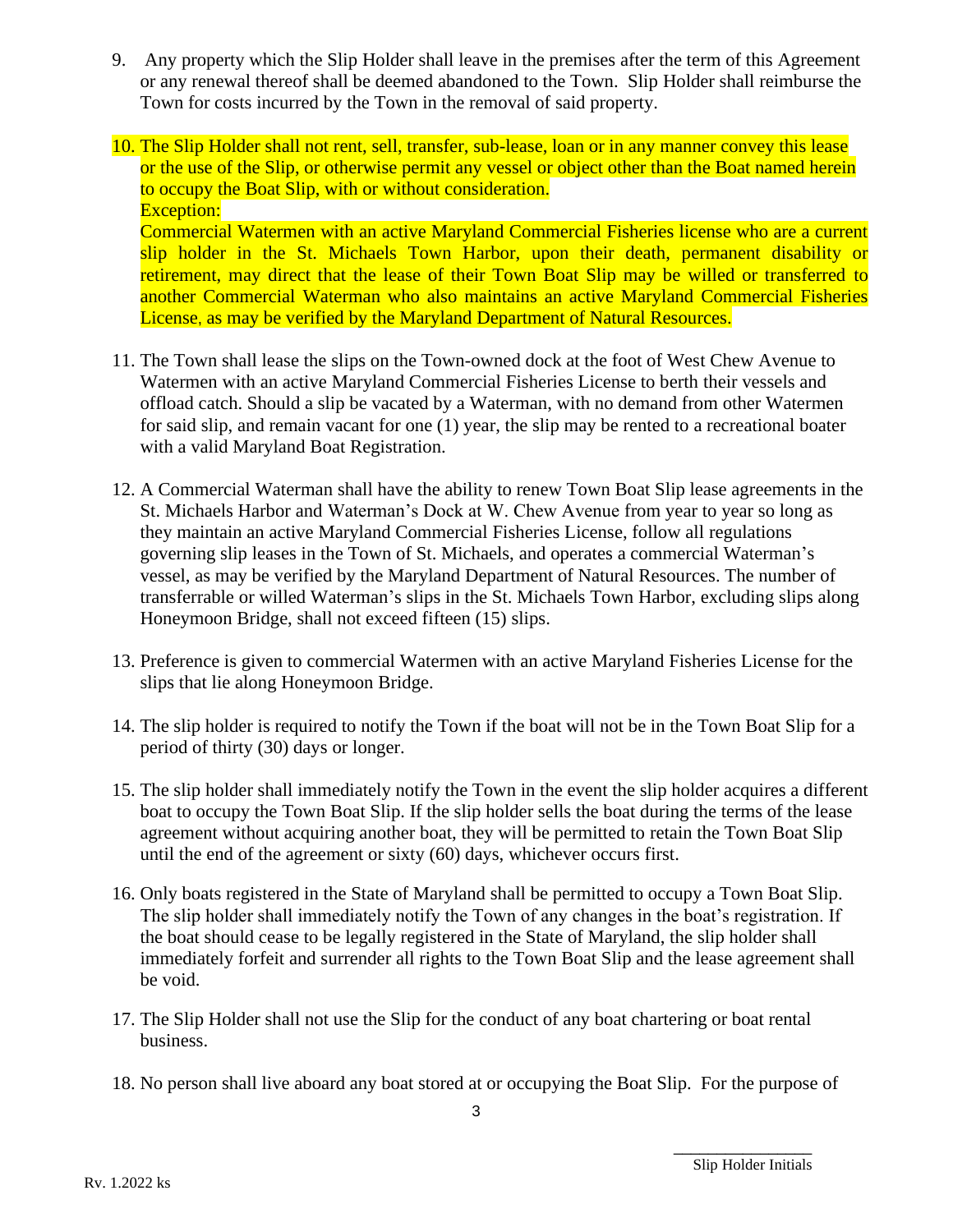9. Any property which the Slip Holder shall leave in the premises after the term of this Agreement or any renewal thereof shall be deemed abandoned to the Town. Slip Holder shall reimburse the Town for costs incurred by the Town in the removal of said property.

10. The Slip Holder shall not rent, sell, transfer, sub-lease, loan or in any manner convey this lease or the use of the Slip, or otherwise permit any vessel or object other than the Boat named herein to occupy the Boat Slip, with or without consideration.
    Exception:
    Commercial Watermen with an active Maryland Commercial Fisheries license who are a current slip holder in the St. Michaels Town Harbor, upon their death, permanent disability or retirement, may direct that the lease of their Town Boat Slip may be willed or transferred to another Commercial Waterman who also maintains an active Maryland Commercial Fisheries License, as may be verified by the Maryland Department of Natural Resources.

11. The Town shall lease the slips on the Town-owned dock at the foot of West Chew Avenue to Watermen with an active Maryland Commercial Fisheries License to berth their vessels and offload catch. Should a slip be vacated by a Waterman, with no demand from other Watermen for said slip, and remain vacant for one (1) year, the slip may be rented to a recreational boater with a valid Maryland Boat Registration.

12. A Commercial Waterman shall have the ability to renew Town Boat Slip lease agreements in the St. Michaels Harbor and Waterman's Dock at W. Chew Avenue from year to year so long as they maintain an active Maryland Commercial Fisheries License, follow all regulations governing slip leases in the Town of St. Michaels, and operates a commercial Waterman's vessel, as may be verified by the Maryland Department of Natural Resources. The number of transferrable or willed Waterman's slips in the St. Michaels Town Harbor, excluding slips along Honeymoon Bridge, shall not exceed fifteen (15) slips.

13. Preference is given to commercial Watermen with an active Maryland Fisheries License for the slips that lie along Honeymoon Bridge.

14. The slip holder is required to notify the Town if the boat will not be in the Town Boat Slip for a period of thirty (30) days or longer.

15. The slip holder shall immediately notify the Town in the event the slip holder acquires a different boat to occupy the Town Boat Slip. If the slip holder sells the boat during the terms of the lease agreement without acquiring another boat, they will be permitted to retain the Town Boat Slip until the end of the agreement or sixty (60) days, whichever occurs first.

16. Only boats registered in the State of Maryland shall be permitted to occupy a Town Boat Slip. The slip holder shall immediately notify the Town of any changes in the boat's registration. If the boat should cease to be legally registered in the State of Maryland, the slip holder shall immediately forfeit and surrender all rights to the Town Boat Slip and the lease agreement shall be void.

17. The Slip Holder shall not use the Slip for the conduct of any boat chartering or boat rental business.

18. No person shall live aboard any boat stored at or occupying the Boat Slip. For the purpose of

\_\_\_\_\_\_\_\_\_\_\_\_\_\_\_\_
Slip Holder Initials

Rv. 1.2022 ks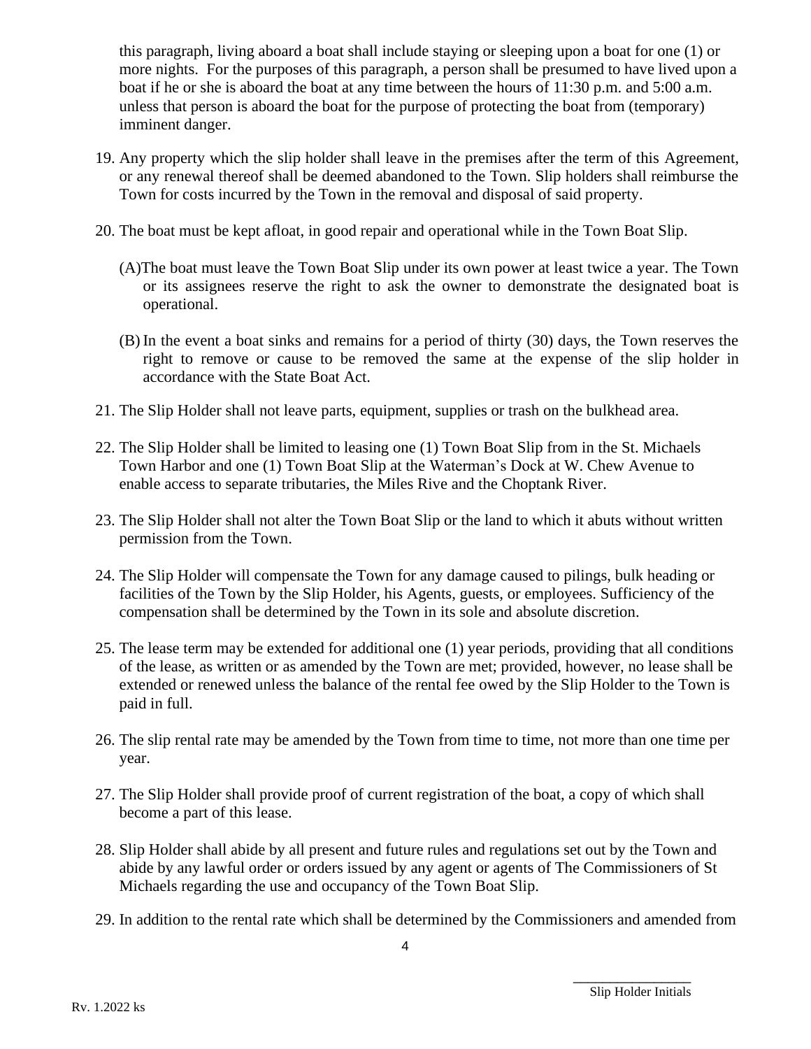this paragraph, living aboard a boat shall include staying or sleeping upon a boat for one (1) or more nights. For the purposes of this paragraph, a person shall be presumed to have lived upon a boat if he or she is aboard the boat at any time between the hours of 11:30 p.m. and 5:00 a.m. unless that person is aboard the boat for the purpose of protecting the boat from (temporary) imminent danger.

19. Any property which the slip holder shall leave in the premises after the term of this Agreement, or any renewal thereof shall be deemed abandoned to the Town. Slip holders shall reimburse the Town for costs incurred by the Town in the removal and disposal of said property.

20. The boat must be kept afloat, in good repair and operational while in the Town Boat Slip.

    (A)The boat must leave the Town Boat Slip under its own power at least twice a year. The Town or its assignees reserve the right to ask the owner to demonstrate the designated boat is operational.

    (B) In the event a boat sinks and remains for a period of thirty (30) days, the Town reserves the right to remove or cause to be removed the same at the expense of the slip holder in accordance with the State Boat Act.

21. The Slip Holder shall not leave parts, equipment, supplies or trash on the bulkhead area.

22. The Slip Holder shall be limited to leasing one (1) Town Boat Slip from in the St. Michaels Town Harbor and one (1) Town Boat Slip at the Waterman's Dock at W. Chew Avenue to enable access to separate tributaries, the Miles Rive and the Choptank River.

23. The Slip Holder shall not alter the Town Boat Slip or the land to which it abuts without written permission from the Town.

24. The Slip Holder will compensate the Town for any damage caused to pilings, bulk heading or facilities of the Town by the Slip Holder, his Agents, guests, or employees. Sufficiency of the compensation shall be determined by the Town in its sole and absolute discretion.

25. The lease term may be extended for additional one (1) year periods, providing that all conditions of the lease, as written or as amended by the Town are met; provided, however, no lease shall be extended or renewed unless the balance of the rental fee owed by the Slip Holder to the Town is paid in full.

26. The slip rental rate may be amended by the Town from time to time, not more than one time per year.

27. The Slip Holder shall provide proof of current registration of the boat, a copy of which shall become a part of this lease.

28. Slip Holder shall abide by all present and future rules and regulations set out by the Town and abide by any lawful order or orders issued by any agent or agents of The Commissioners of St Michaels regarding the use and occupancy of the Town Boat Slip.

29. In addition to the rental rate which shall be determined by the Commissioners and amended from

_________________
Slip Holder Initials

Rv. 1.2022 ks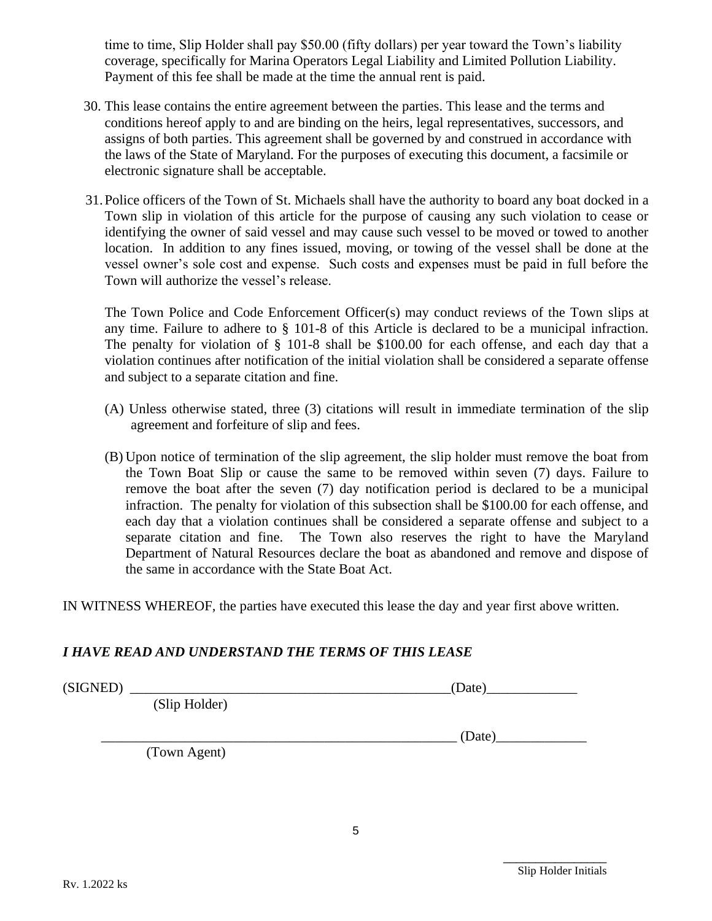time to time, Slip Holder shall pay $50.00 (fifty dollars) per year toward the Town's liability coverage, specifically for Marina Operators Legal Liability and Limited Pollution Liability. Payment of this fee shall be made at the time the annual rent is paid.

30. This lease contains the entire agreement between the parties. This lease and the terms and conditions hereof apply to and are binding on the heirs, legal representatives, successors, and assigns of both parties. This agreement shall be governed by and construed in accordance with the laws of the State of Maryland. For the purposes of executing this document, a facsimile or electronic signature shall be acceptable.

31. Police officers of the Town of St. Michaels shall have the authority to board any boat docked in a Town slip in violation of this article for the purpose of causing any such violation to cease or identifying the owner of said vessel and may cause such vessel to be moved or towed to another location. In addition to any fines issued, moving, or towing of the vessel shall be done at the vessel owner's sole cost and expense. Such costs and expenses must be paid in full before the Town will authorize the vessel's release.

    The Town Police and Code Enforcement Officer(s) may conduct reviews of the Town slips at any time. Failure to adhere to § 101-8 of this Article is declared to be a municipal infraction. The penalty for violation of § 101-8 shall be $100.00 for each offense, and each day that a violation continues after notification of the initial violation shall be considered a separate offense and subject to a separate citation and fine.

    (A) Unless otherwise stated, three (3) citations will result in immediate termination of the slip agreement and forfeiture of slip and fees.

    (B) Upon notice of termination of the slip agreement, the slip holder must remove the boat from the Town Boat Slip or cause the same to be removed within seven (7) days. Failure to remove the boat after the seven (7) day notification period is declared to be a municipal infraction. The penalty for violation of this subsection shall be $100.00 for each offense, and each day that a violation continues shall be considered a separate offense and subject to a separate citation and fine. The Town also reserves the right to have the Maryland Department of Natural Resources declare the boat as abandoned and remove and dispose of the same in accordance with the State Boat Act.

IN WITNESS WHEREOF, the parties have executed this lease the day and year first above written.

***I HAVE READ AND UNDERSTAND THE TERMS OF THIS LEASE***

(SIGNED) _______________________________________________(Date)_____________
(Slip Holder)

_____________________________________________________ (Date)_____________
(Town Agent)

________________
Slip Holder Initials

Rv. 1.2022 ks